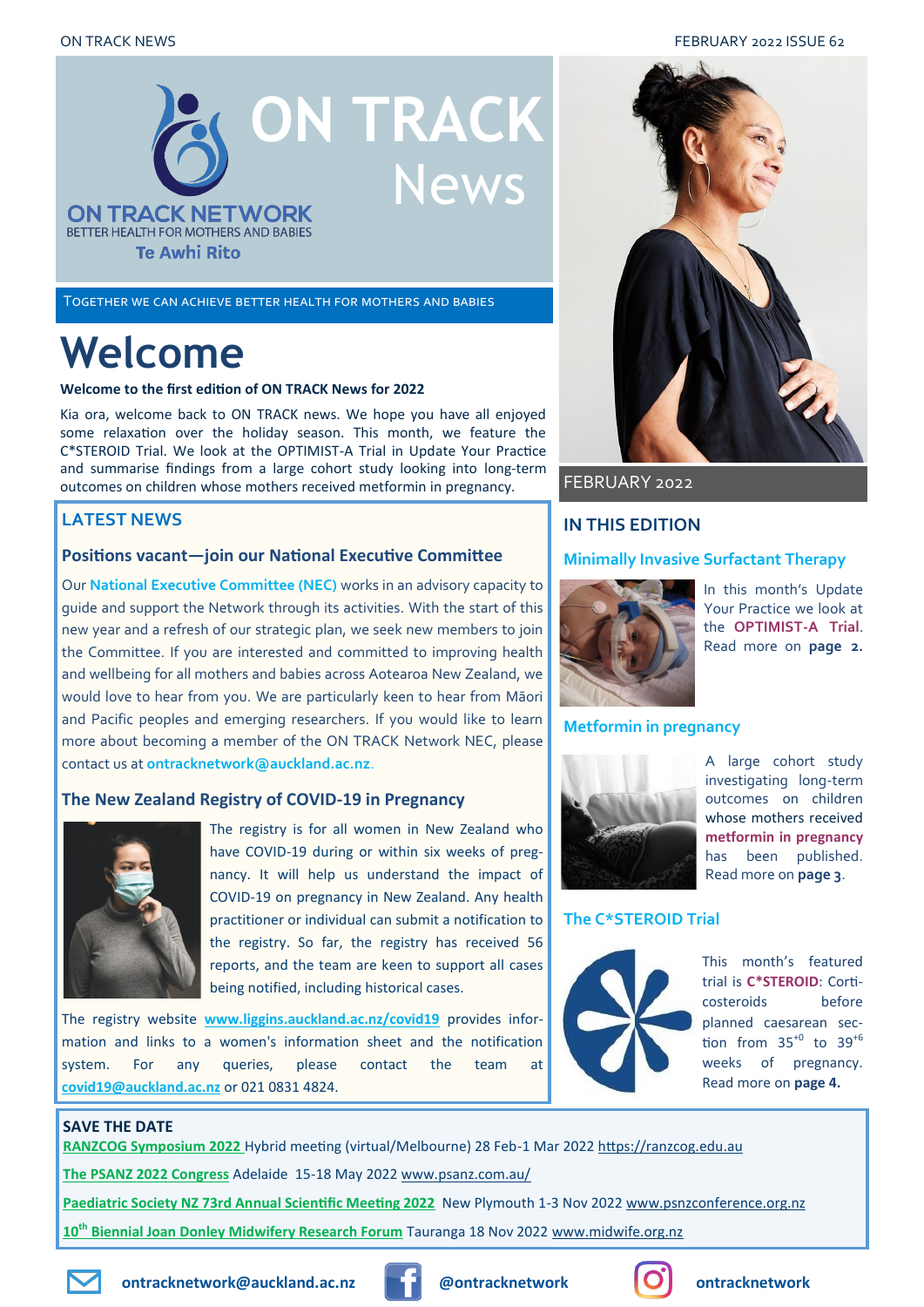# ON TRACK News

ON TRACK NETWORK
BETTER HEALTH FOR MOTHERS AND BABIES
Te Awhi Rito

TOGETHER WE CAN ACHIEVE BETTER HEALTH FOR MOTHERS AND BABIES

# Welcome

**Welcome to the first edition of ON TRACK News for 2022**

Kia ora, welcome back to ON TRACK news. We hope you have all enjoyed some relaxation over the holiday season. This month, we feature the C*STEROID Trial. We look at the OPTIMIST-A Trial in Update Your Practice and summarise findings from a large cohort study looking into long-term outcomes on children whose mothers received metformin in pregnancy.

## LATEST NEWS

### Positions vacant—join our National Executive Committee

Our **National Executive Committee (NEC)** works in an advisory capacity to guide and support the Network through its activities. With the start of this new year and a refresh of our strategic plan, we seek new members to join the Committee. If you are interested and committed to improving health and wellbeing for all mothers and babies across Aotearoa New Zealand, we would love to hear from you. We are particularly keen to hear from Māori and Pacific peoples and emerging researchers. If you would like to learn more about becoming a member of the ON TRACK Network NEC, please contact us at **ontracknetwork@auckland.ac.nz**.

### The New Zealand Registry of COVID-19 in Pregnancy

The registry is for all women in New Zealand who have COVID-19 during or within six weeks of pregnancy. It will help us understand the impact of COVID-19 on pregnancy in New Zealand. Any health practitioner or individual can submit a notification to the registry. So far, the registry has received 56 reports, and the team are keen to support all cases being notified, including historical cases.

The registry website **www.liggins.auckland.ac.nz/covid19** provides information and links to a women's information sheet and the notification system. For any queries, please contact the team at **covid19@auckland.ac.nz** or 021 0831 4824.

FEBRUARY 2022

## IN THIS EDITION

### Minimally Invasive Surfactant Therapy

In this month's Update Your Practice we look at the **OPTIMIST-A Trial**. Read more on **page 2.**

### Metformin in pregnancy

A large cohort study investigating long-term outcomes on children whose mothers received **metformin in pregnancy** has been published. Read more on **page 3**.

### The C*STEROID Trial

This month's featured trial is **C*STEROID**: Corticosteroids before planned caesarean section from $35^{+0}$ to $39^{+6}$ weeks of pregnancy. Read more on **page 4.**

## SAVE THE DATE

**RANZCOG Symposium 2022** Hybrid meeting (virtual/Melbourne) 28 Feb-1 Mar 2022 https://ranzcog.edu.au

**The PSANZ 2022 Congress** Adelaide 15-18 May 2022 www.psanz.com.au/

**Paediatric Society NZ 73rd Annual Scientific Meeting 2022** New Plymouth 1-3 Nov 2022 www.psnzconference.org.nz

**10th Biennial Joan Donley Midwifery Research Forum** Tauranga 18 Nov 2022 www.midwife.org.nz

ontracknetwork@auckland.ac.nz | @ontracknetwork | ontracknetwork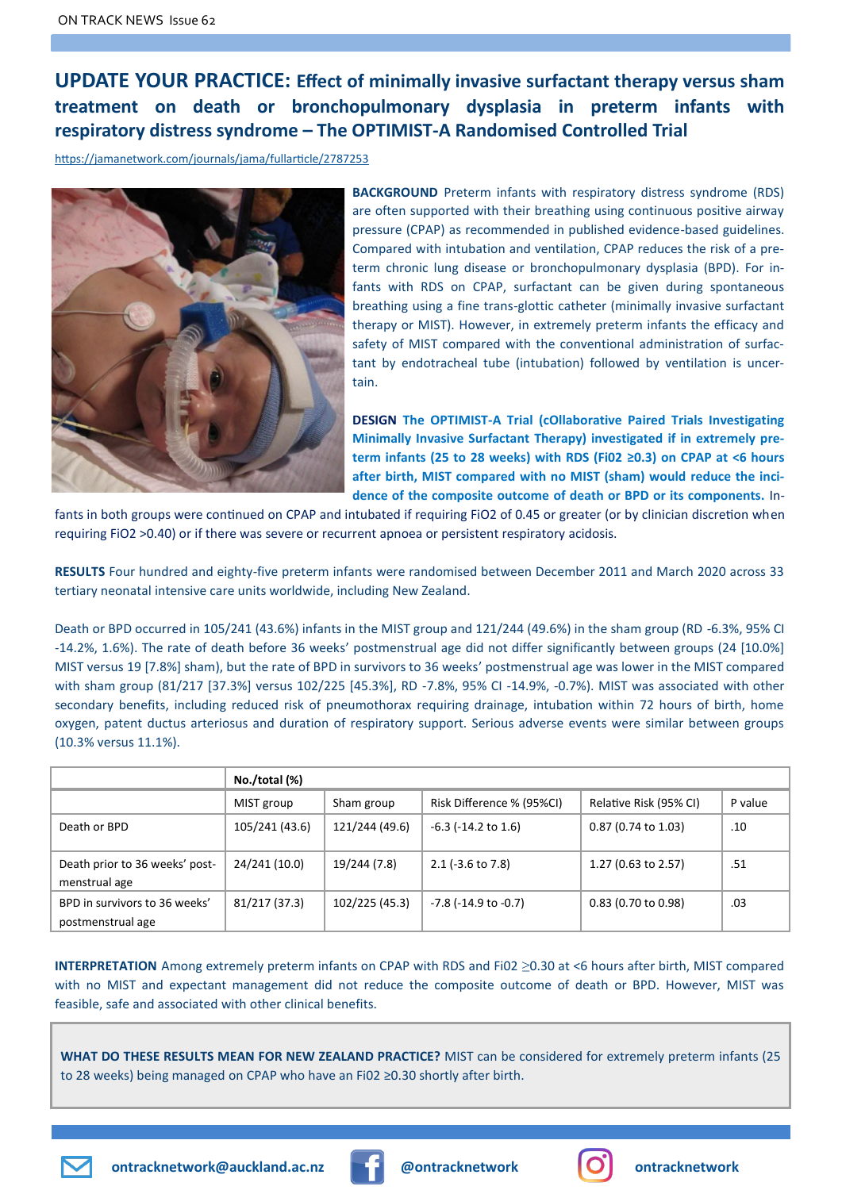# UPDATE YOUR PRACTICE: Effect of minimally invasive surfactant therapy versus sham treatment on death or bronchopulmonary dysplasia in preterm infants with respiratory distress syndrome – The OPTIMIST-A Randomised Controlled Trial

https://jamanetwork.com/journals/jama/fullarticle/2787253

**BACKGROUND** Preterm infants with respiratory distress syndrome (RDS) are often supported with their breathing using continuous positive airway pressure (CPAP) as recommended in published evidence-based guidelines. Compared with intubation and ventilation, CPAP reduces the risk of a preterm chronic lung disease or bronchopulmonary dysplasia (BPD). For infants with RDS on CPAP, surfactant can be given during spontaneous breathing using a fine trans-glottic catheter (minimally invasive surfactant therapy or MIST). However, in extremely preterm infants the efficacy and safety of MIST compared with the conventional administration of surfactant by endotracheal tube (intubation) followed by ventilation is uncertain.

**DESIGN** **The OPTIMIST-A Trial (cOllaborative Paired Trials Investigating Minimally Invasive Surfactant Therapy) investigated if in extremely preterm infants (25 to 28 weeks) with RDS (Fi02 ≥0.3) on CPAP at <6 hours after birth, MIST compared with no MIST (sham) would reduce the incidence of the composite outcome of death or BPD or its components.** Infants in both groups were continued on CPAP and intubated if requiring FiO2 of 0.45 or greater (or by clinician discretion when requiring FiO2 >0.40) or if there was severe or recurrent apnoea or persistent respiratory acidosis.

**RESULTS** Four hundred and eighty-five preterm infants were randomised between December 2011 and March 2020 across 33 tertiary neonatal intensive care units worldwide, including New Zealand.

Death or BPD occurred in 105/241 (43.6%) infants in the MIST group and 121/244 (49.6%) in the sham group (RD -6.3%, 95% CI -14.2%, 1.6%). The rate of death before 36 weeks' postmenstrual age did not differ significantly between groups (24 [10.0%] MIST versus 19 [7.8%] sham), but the rate of BPD in survivors to 36 weeks' postmenstrual age was lower in the MIST compared with sham group (81/217 [37.3%] versus 102/225 [45.3%], RD -7.8%, 95% CI -14.9%, -0.7%). MIST was associated with other secondary benefits, including reduced risk of pneumothorax requiring drainage, intubation within 72 hours of birth, home oxygen, patent ductus arteriosus and duration of respiratory support. Serious adverse events were similar between groups (10.3% versus 11.1%).

| | No./total (%) | | | | |
|---|---|---|---|---|---|
| | MIST group | Sham group | Risk Difference % (95%CI) | Relative Risk (95% CI) | P value |
| Death or BPD | 105/241 (43.6) | 121/244 (49.6) | -6.3 (-14.2 to 1.6) | 0.87 (0.74 to 1.03) | .10 |
| Death prior to 36 weeks' postmenstrual age | 24/241 (10.0) | 19/244 (7.8) | 2.1 (-3.6 to 7.8) | 1.27 (0.63 to 2.57) | .51 |
| BPD in survivors to 36 weeks' postmenstrual age | 81/217 (37.3) | 102/225 (45.3) | -7.8 (-14.9 to -0.7) | 0.83 (0.70 to 0.98) | .03 |

**INTERPRETATION** Among extremely preterm infants on CPAP with RDS and Fi02 ≥0.30 at <6 hours after birth, MIST compared with no MIST and expectant management did not reduce the composite outcome of death or BPD. However, MIST was feasible, safe and associated with other clinical benefits.

**WHAT DO THESE RESULTS MEAN FOR NEW ZEALAND PRACTICE?** MIST can be considered for extremely preterm infants (25 to 28 weeks) being managed on CPAP who have an Fi02 ≥0.30 shortly after birth.

ontracknetwork@auckland.ac.nz @ontracknetwork ontracknetwork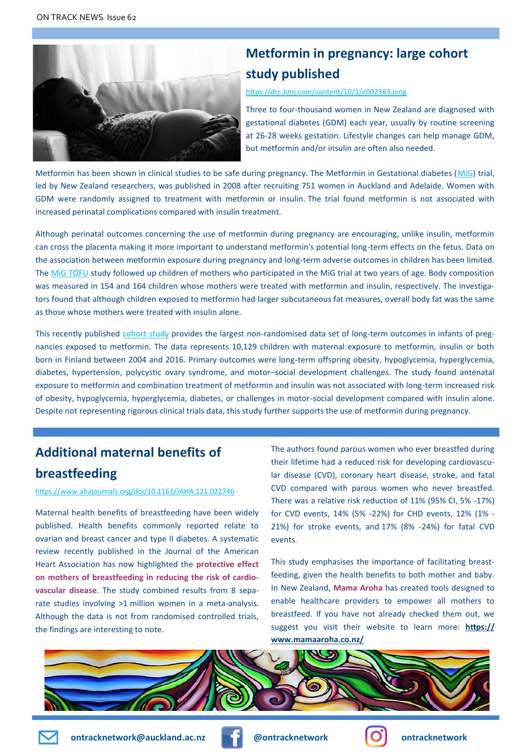## Metformin in pregnancy: large cohort study published

https://drc.bmj.com/content/10/1/e002363.long

Three to four-thousand women in New Zealand are diagnosed with gestational diabetes (GDM) each year, usually by routine screening at 26-28 weeks gestation. Lifestyle changes can help manage GDM, but metformin and/or insulin are often also needed.

Metformin has been shown in clinical studies to be safe during pregnancy. The Metformin in Gestational diabetes (MiG) trial, led by New Zealand researchers, was published in 2008 after recruiting 751 women in Auckland and Adelaide. Women with GDM were randomly assigned to treatment with metformin or insulin. The trial found metformin is not associated with increased perinatal complications compared with insulin treatment.

Although perinatal outcomes concerning the use of metformin during pregnancy are encouraging, unlike insulin, metformin can cross the placenta making it more important to understand metformin's potential long-term effects on the fetus. Data on the association between metformin exposure during pregnancy and long-term adverse outcomes in children has been limited. The MiG TOFU study followed up children of mothers who participated in the MiG trial at two years of age. Body composition was measured in 154 and 164 children whose mothers were treated with metformin and insulin, respectively. The investigators found that although children exposed to metformin had larger subcutaneous fat measures, overall body fat was the same as those whose mothers were treated with insulin alone.

This recently published cohort study provides the largest non-randomised data set of long-term outcomes in infants of pregnancies exposed to metformin. The data represents 10,129 children with maternal exposure to metformin, insulin or both born in Finland between 2004 and 2016. Primary outcomes were long-term offspring obesity, hypoglycemia, hyperglycemia, diabetes, hypertension, polycystic ovary syndrome, and motor–social development challenges. The study found antenatal exposure to metformin and combination treatment of metformin and insulin was not associated with long-term increased risk of obesity, hypoglycemia, hyperglycemia, diabetes, or challenges in motor-social development compared with insulin alone. Despite not representing rigorous clinical trials data, this study further supports the use of metformin during pregnancy.

## Additional maternal benefits of breastfeeding

https://www.ahajournals.org/doi/10.1161/JAHA.121.022746

Maternal health benefits of breastfeeding have been widely published. Health benefits commonly reported relate to ovarian and breast cancer and type II diabetes. A systematic review recently published in the Journal of the American Heart Association has now highlighted the **protective effect on mothers of breastfeeding in reducing the risk of cardiovascular disease**. The study combined results from 8 separate studies involving >1 million women in a meta-analysis. Although the data is not from randomised controlled trials, the findings are interesting to note.

The authors found parous women who ever breastfed during their lifetime had a reduced risk for developing cardiovascular disease (CVD), coronary heart disease, stroke, and fatal CVD compared with parous women who never breastfed. There was a relative risk reduction of 11% (95% CI, 5% -17%) for CVD events, 14% (5% -22%) for CHD events, 12% (1% - 21%) for stroke events, and 17% (8% -24%) for fatal CVD events.

This study emphasises the importance of facilitating breastfeeding, given the health benefits to both mother and baby. In New Zealand, **Mama Aroha** has created tools designed to enable healthcare providers to empower all mothers to breastfeed. If you have not already checked them out, we suggest you visit their website to learn more: **https://www.mamaaroha.co.nz/**

ontracknetwork@auckland.ac.nz | @ontracknetwork | ontracknetwork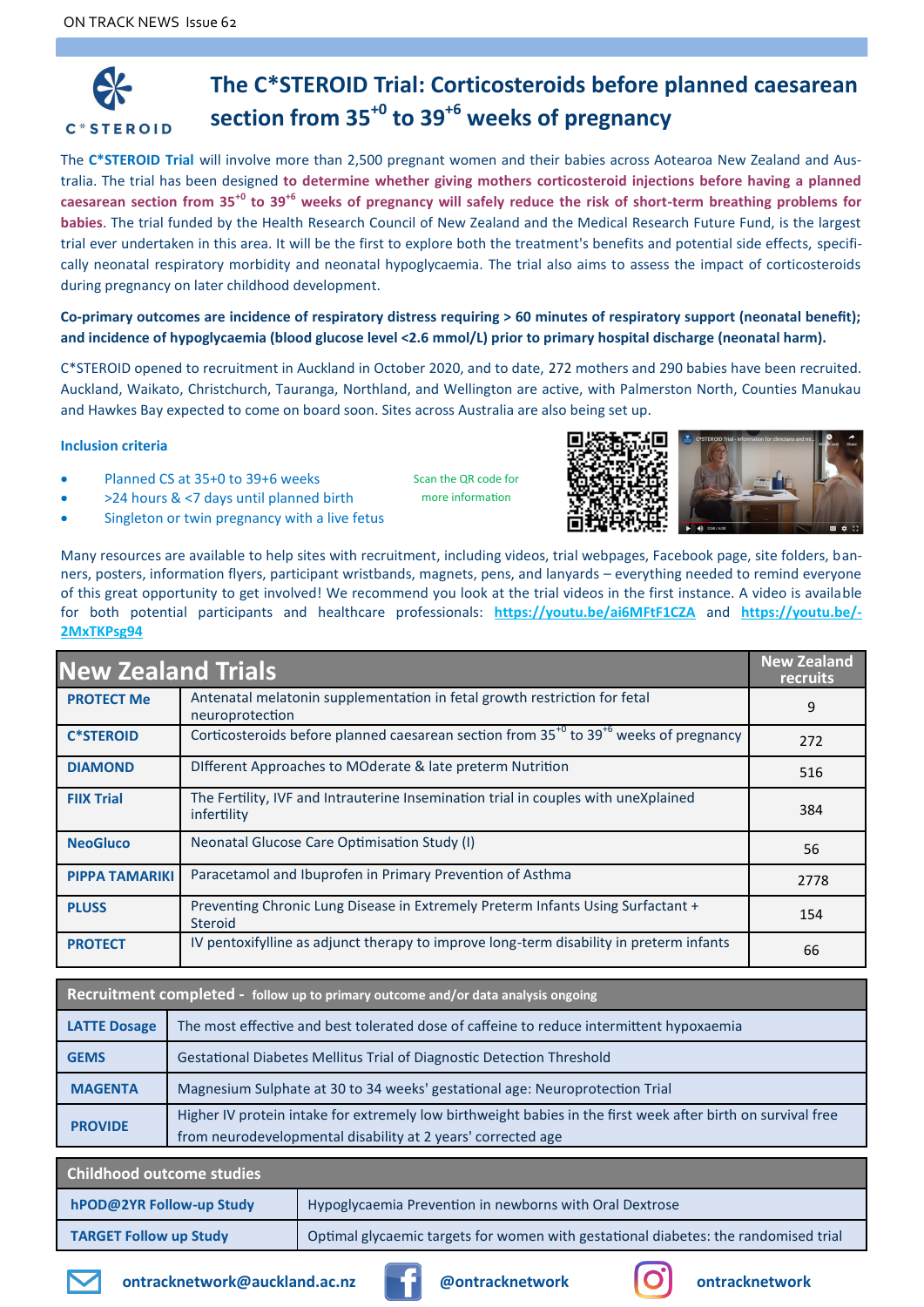# The C*STEROID Trial: Corticosteroids before planned caesarean section from $35^{+0}$ to $39^{+6}$ weeks of pregnancy

C*STEROID

The **C*STEROID Trial** will involve more than 2,500 pregnant women and their babies across Aotearoa New Zealand and Australia. The trial has been designed **to determine whether giving mothers corticosteroid injections before having a planned caesarean section from $35^{+0}$ to $39^{+6}$ weeks of pregnancy will safely reduce the risk of short-term breathing problems for babies**. The trial funded by the Health Research Council of New Zealand and the Medical Research Future Fund, is the largest trial ever undertaken in this area. It will be the first to explore both the treatment's benefits and potential side effects, specifically neonatal respiratory morbidity and neonatal hypoglycaemia. The trial also aims to assess the impact of corticosteroids during pregnancy on later childhood development.

**Co-primary outcomes are incidence of respiratory distress requiring > 60 minutes of respiratory support (neonatal benefit); and incidence of hypoglycaemia (blood glucose level <2.6 mmol/L) prior to primary hospital discharge (neonatal harm).**

C*STEROID opened to recruitment in Auckland in October 2020, and to date, 272 mothers and 290 babies have been recruited. Auckland, Waikato, Christchurch, Tauranga, Northland, and Wellington are active, with Palmerston North, Counties Manukau and Hawkes Bay expected to come on board soon. Sites across Australia are also being set up.

### Inclusion criteria

- Planned CS at 35+0 to 39+6 weeks
- >24 hours & <7 days until planned birth
- Singleton or twin pregnancy with a live fetus

Scan the QR code for more information

Many resources are available to help sites with recruitment, including videos, trial webpages, Facebook page, site folders, banners, posters, information flyers, participant wristbands, magnets, pens, and lanyards – everything needed to remind everyone of this great opportunity to get involved! We recommend you look at the trial videos in the first instance. A video is available for both potential participants and healthcare professionals: https://youtu.be/ai6MFtF1CZA and https://youtu.be/-2MxTKPsg94

| New Zealand Trials | | New Zealand recruits |
|---|---|---|
| **PROTECT Me** | Antenatal melatonin supplementation in fetal growth restriction for fetal neuroprotection | 9 |
| **C*STEROID** | Corticosteroids before planned caesarean section from $35^{+0}$ to $39^{+6}$ weeks of pregnancy | 272 |
| **DIAMOND** | DIfferent Approaches to MOderate & late preterm Nutrition | 516 |
| **FIIX Trial** | The Fertility, IVF and Intrauterine Insemination trial in couples with uneXplained infertility | 384 |
| **NeoGluco** | Neonatal Glucose Care Optimisation Study (I) | 56 |
| **PIPPA TAMARIKI** | Paracetamol and Ibuprofen in Primary Prevention of Asthma | 2778 |
| **PLUSS** | Preventing Chronic Lung Disease in Extremely Preterm Infants Using Surfactant + Steroid | 154 |
| **PROTECT** | IV pentoxifylline as adjunct therapy to improve long-term disability in preterm infants | 66 |

| Recruitment completed - follow up to primary outcome and/or data analysis ongoing | |
|---|---|
| **LATTE Dosage** | The most effective and best tolerated dose of caffeine to reduce intermittent hypoxaemia |
| **GEMS** | Gestational Diabetes Mellitus Trial of Diagnostic Detection Threshold |
| **MAGENTA** | Magnesium Sulphate at 30 to 34 weeks' gestational age: Neuroprotection Trial |
| **PROVIDE** | Higher IV protein intake for extremely low birthweight babies in the first week after birth on survival free from neurodevelopmental disability at 2 years' corrected age |

| Childhood outcome studies | |
|---|---|
| **hPOD@2YR Follow-up Study** | Hypoglycaemia Prevention in newborns with Oral Dextrose |
| **TARGET Follow up Study** | Optimal glycaemic targets for women with gestational diabetes: the randomised trial |

ontracknetwork@auckland.ac.nz | @ontracknetwork | ontracknetwork